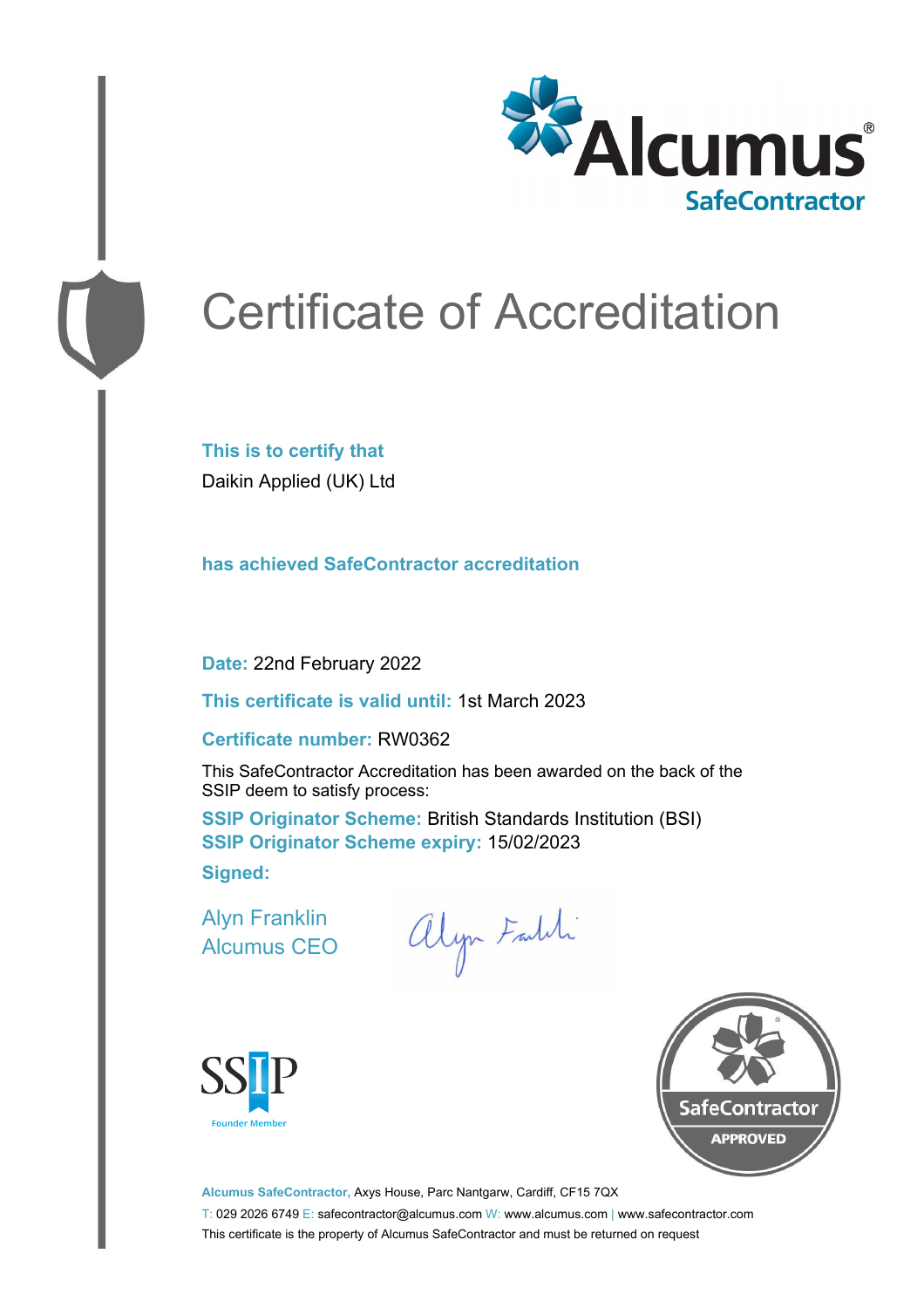Alcumus®
SafeContractor

# Certificate of Accreditation

**This is to certify that**

Daikin Applied (UK) Ltd

**has achieved SafeContractor accreditation**

**Date:** 22nd February 2022

**This certificate is valid until:** 1st March 2023

**Certificate number:** RW0362

This SafeContractor Accreditation has been awarded on the back of the SSIP deem to satisfy process:

**SSIP Originator Scheme:** British Standards Institution (BSI)
**SSIP Originator Scheme expiry:** 15/02/2023

**Signed:**

Alyn Franklin
Alcumus CEO

SSIP
Founder Member

SafeContractor
APPROVED

**Alcumus SafeContractor,** Axys House, Parc Nantgarw, Cardiff, CF15 7QX

T: 029 2026 6749 E: safecontractor@alcumus.com W: www.alcumus.com | www.safecontractor.com

This certificate is the property of Alcumus SafeContractor and must be returned on request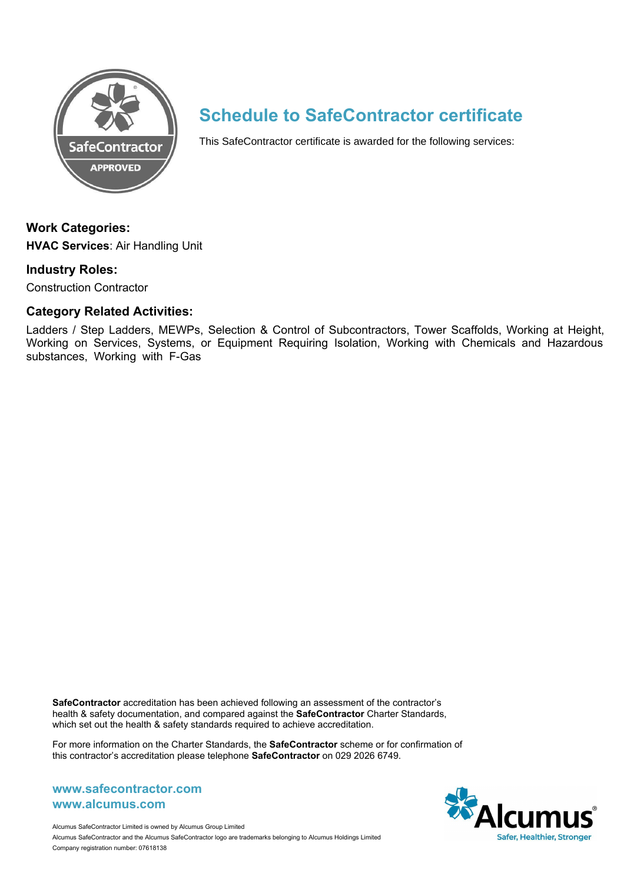# Schedule to SafeContractor certificate

This SafeContractor certificate is awarded for the following services:

### Work Categories:

**HVAC Services**: Air Handling Unit

### Industry Roles:

Construction Contractor

### Category Related Activities:

Ladders / Step Ladders, MEWPs, Selection & Control of Subcontractors, Tower Scaffolds, Working at Height, Working on Services, Systems, or Equipment Requiring Isolation, Working with Chemicals and Hazardous substances, Working with F-Gas

**SafeContractor** accreditation has been achieved following an assessment of the contractor's health & safety documentation, and compared against the **SafeContractor** Charter Standards, which set out the health & safety standards required to achieve accreditation.

For more information on the Charter Standards, the **SafeContractor** scheme or for confirmation of this contractor's accreditation please telephone **SafeContractor** on 029 2026 6749.

**www.safecontractor.com**
**www.alcumus.com**

Alcumus SafeContractor Limited is owned by Alcumus Group Limited
Alcumus SafeContractor and the Alcumus SafeContractor logo are trademarks belonging to Alcumus Holdings Limited
Company registration number: 07618138

Alcumus
Safer, Healthier, Stronger